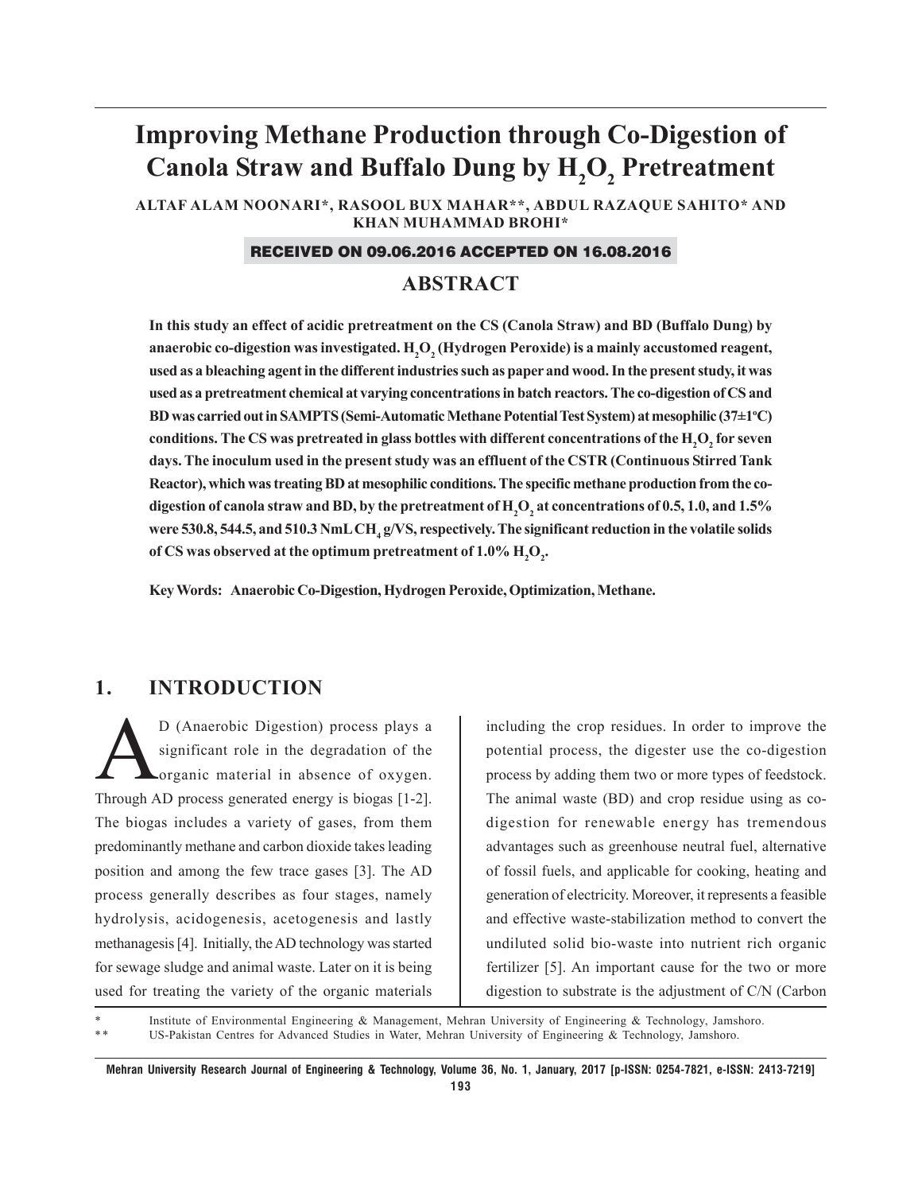# Improving Methane Production through Co-Digestion of Canola Straw and Buffalo Dung by $H_2O_2$ Pretreatment

**ALTAF ALAM NOONARI*, RASOOL BUX MAHAR**, ABDUL RAZAQUE SAHITO* AND KHAN MUHAMMAD BROHI***

**RECEIVED ON 09.06.2016 ACCEPTED ON 16.08.2016**

## ABSTRACT

**In this study an effect of acidic pretreatment on the CS (Canola Straw) and BD (Buffalo Dung) by anaerobic co-digestion was investigated. $H_2O_2$ (Hydrogen Peroxide) is a mainly accustomed reagent, used as a bleaching agent in the different industries such as paper and wood. In the present study, it was used as a pretreatment chemical at varying concentrations in batch reactors. The co-digestion of CS and BD was carried out in SAMPTS (Semi-Automatic Methane Potential Test System) at mesophilic (37±1ºC) conditions. The CS was pretreated in glass bottles with different concentrations of the $H_2O_2$ for seven days. The inoculum used in the present study was an effluent of the CSTR (Continuous Stirred Tank Reactor), which was treating BD at mesophilic conditions. The specific methane production from the co-digestion of canola straw and BD, by the pretreatment of $H_2O_2$ at concentrations of 0.5, 1.0, and 1.5% were 530.8, 544.5, and 510.3 NmL $CH_4$ g/VS, respectively. The significant reduction in the volatile solids of CS was observed at the optimum pretreatment of 1.0% $H_2O_2$.**

**Key Words: Anaerobic Co-Digestion, Hydrogen Peroxide, Optimization, Methane.**

## 1. INTRODUCTION

AD (Anaerobic Digestion) process plays a significant role in the degradation of the organic material in absence of oxygen. Through AD process generated energy is biogas [1-2]. The biogas includes a variety of gases, from them predominantly methane and carbon dioxide takes leading position and among the few trace gases [3]. The AD process generally describes as four stages, namely hydrolysis, acidogenesis, acetogenesis and lastly methanagesis [4]. Initially, the AD technology was started for sewage sludge and animal waste. Later on it is being used for treating the variety of the organic materials including the crop residues. In order to improve the potential process, the digester use the co-digestion process by adding them two or more types of feedstock. The animal waste (BD) and crop residue using as co-digestion for renewable energy has tremendous advantages such as greenhouse neutral fuel, alternative of fossil fuels, and applicable for cooking, heating and generation of electricity. Moreover, it represents a feasible and effective waste-stabilization method to convert the undiluted solid bio-waste into nutrient rich organic fertilizer [5]. An important cause for the two or more digestion to substrate is the adjustment of C/N (Carbon

\* Institute of Environmental Engineering & Management, Mehran University of Engineering & Technology, Jamshoro.
\*\* US-Pakistan Centres for Advanced Studies in Water, Mehran University of Engineering & Technology, Jamshoro.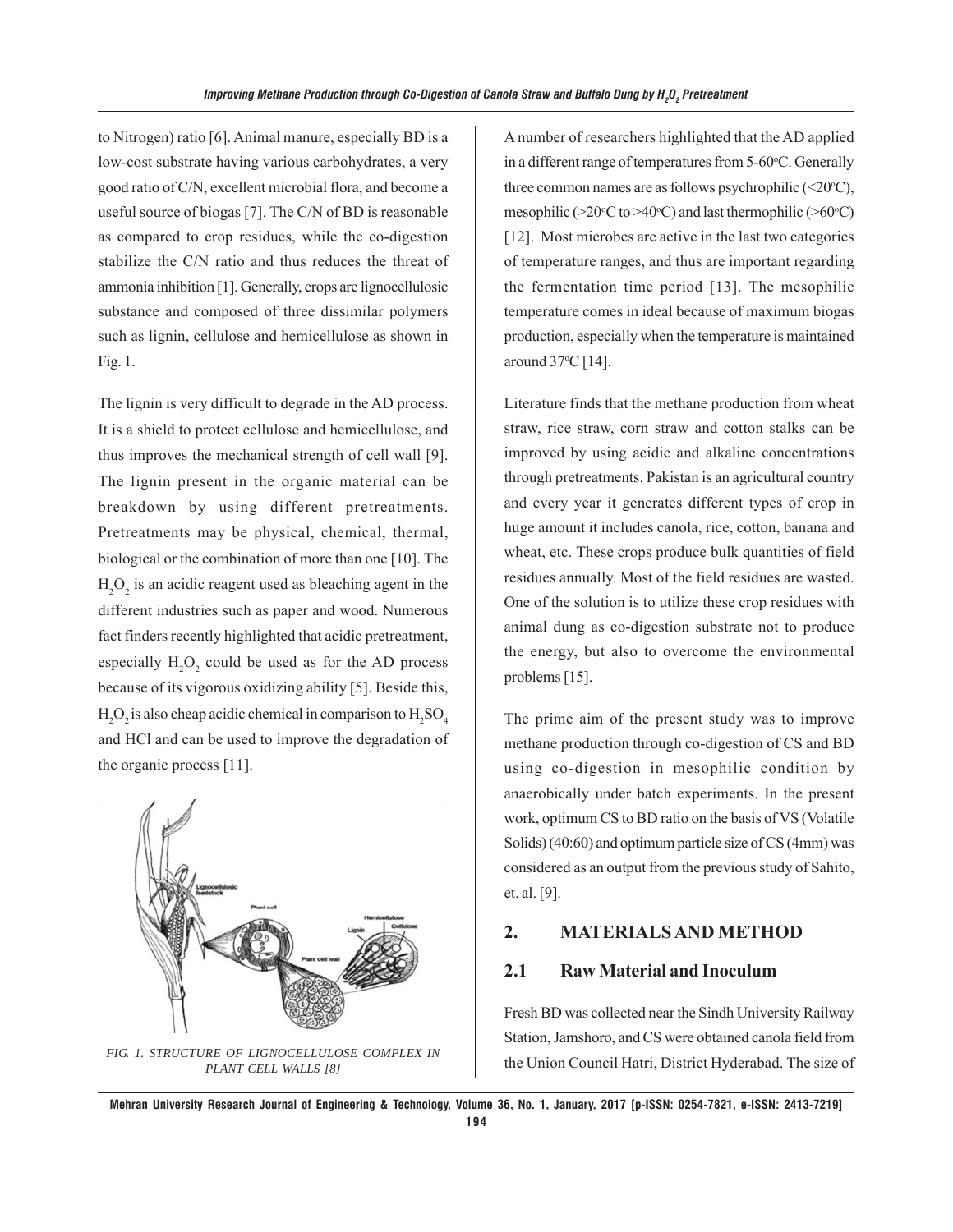to Nitrogen) ratio [6]. Animal manure, especially BD is a low-cost substrate having various carbohydrates, a very good ratio of C/N, excellent microbial flora, and become a useful source of biogas [7]. The C/N of BD is reasonable as compared to crop residues, while the co-digestion stabilize the C/N ratio and thus reduces the threat of ammonia inhibition [1]. Generally, crops are lignocellulosic substance and composed of three dissimilar polymers such as lignin, cellulose and hemicellulose as shown in Fig. 1.

The lignin is very difficult to degrade in the AD process. It is a shield to protect cellulose and hemicellulose, and thus improves the mechanical strength of cell wall [9]. The lignin present in the organic material can be breakdown by using different pretreatments. Pretreatments may be physical, chemical, thermal, biological or the combination of more than one [10]. The $H_2O_2$ is an acidic reagent used as bleaching agent in the different industries such as paper and wood. Numerous fact finders recently highlighted that acidic pretreatment, especially $H_2O_2$ could be used as for the AD process because of its vigorous oxidizing ability [5]. Beside this, $H_2O_2$ is also cheap acidic chemical in comparison to $H_2SO_4$ and HCl and can be used to improve the degradation of the organic process [11].

*FIG. 1. STRUCTURE OF LIGNOCELLULOSE COMPLEX IN PLANT CELL WALLS [8]*

A number of researchers highlighted that the AD applied in a different range of temperatures from 5-60°C. Generally three common names are as follows psychrophilic (<20°C), mesophilic (>20°C to >40°C) and last thermophilic (>60°C) [12]. Most microbes are active in the last two categories of temperature ranges, and thus are important regarding the fermentation time period [13]. The mesophilic temperature comes in ideal because of maximum biogas production, especially when the temperature is maintained around 37°C [14].

Literature finds that the methane production from wheat straw, rice straw, corn straw and cotton stalks can be improved by using acidic and alkaline concentrations through pretreatments. Pakistan is an agricultural country and every year it generates different types of crop in huge amount it includes canola, rice, cotton, banana and wheat, etc. These crops produce bulk quantities of field residues annually. Most of the field residues are wasted. One of the solution is to utilize these crop residues with animal dung as co-digestion substrate not to produce the energy, but also to overcome the environmental problems [15].

The prime aim of the present study was to improve methane production through co-digestion of CS and BD using co-digestion in mesophilic condition by anaerobically under batch experiments. In the present work, optimum CS to BD ratio on the basis of VS (Volatile Solids) (40:60) and optimum particle size of CS (4mm) was considered as an output from the previous study of Sahito, et. al. [9].

## 2. MATERIALS AND METHOD

### 2.1 Raw Material and Inoculum

Fresh BD was collected near the Sindh University Railway Station, Jamshoro, and CS were obtained canola field from the Union Council Hatri, District Hyderabad. The size of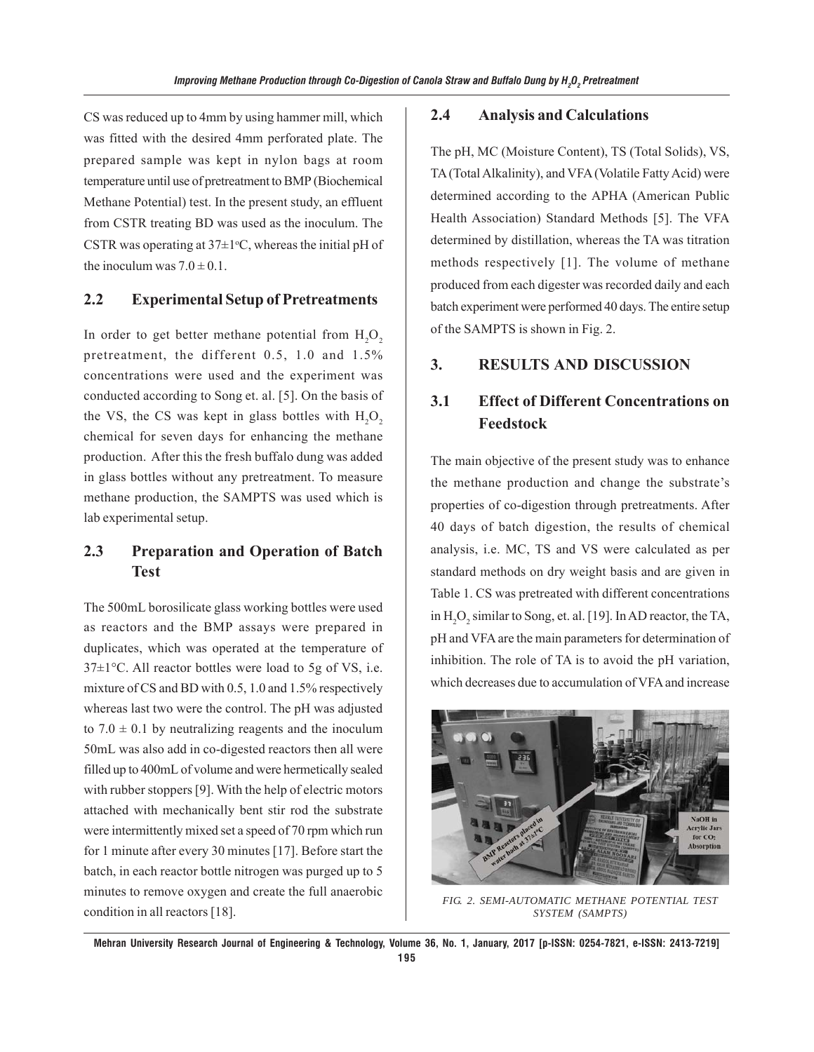CS was reduced up to 4mm by using hammer mill, which was fitted with the desired 4mm perforated plate. The prepared sample was kept in nylon bags at room temperature until use of pretreatment to BMP (Biochemical Methane Potential) test. In the present study, an effluent from CSTR treating BD was used as the inoculum. The CSTR was operating at 37±1°C, whereas the initial pH of the inoculum was 7.0 ± 0.1.

## 2.2 Experimental Setup of Pretreatments

In order to get better methane potential from $H_2O_2$ pretreatment, the different 0.5, 1.0 and 1.5% concentrations were used and the experiment was conducted according to Song et. al. [5]. On the basis of the VS, the CS was kept in glass bottles with $H_2O_2$ chemical for seven days for enhancing the methane production. After this the fresh buffalo dung was added in glass bottles without any pretreatment. To measure methane production, the SAMPTS was used which is lab experimental setup.

## 2.3 Preparation and Operation of Batch Test

The 500mL borosilicate glass working bottles were used as reactors and the BMP assays were prepared in duplicates, which was operated at the temperature of 37±1°C. All reactor bottles were load to 5g of VS, i.e. mixture of CS and BD with 0.5, 1.0 and 1.5% respectively whereas last two were the control. The pH was adjusted to 7.0 ± 0.1 by neutralizing reagents and the inoculum 50mL was also add in co-digested reactors then all were filled up to 400mL of volume and were hermetically sealed with rubber stoppers [9]. With the help of electric motors attached with mechanically bent stir rod the substrate were intermittently mixed set a speed of 70 rpm which run for 1 minute after every 30 minutes [17]. Before start the batch, in each reactor bottle nitrogen was purged up to 5 minutes to remove oxygen and create the full anaerobic condition in all reactors [18].

## 2.4 Analysis and Calculations

The pH, MC (Moisture Content), TS (Total Solids), VS, TA (Total Alkalinity), and VFA (Volatile Fatty Acid) were determined according to the APHA (American Public Health Association) Standard Methods [5]. The VFA determined by distillation, whereas the TA was titration methods respectively [1]. The volume of methane produced from each digester was recorded daily and each batch experiment were performed 40 days. The entire setup of the SAMPTS is shown in Fig. 2.

# 3. RESULTS AND DISCUSSION

## 3.1 Effect of Different Concentrations on Feedstock

The main objective of the present study was to enhance the methane production and change the substrate's properties of co-digestion through pretreatments. After 40 days of batch digestion, the results of chemical analysis, i.e. MC, TS and VS were calculated as per standard methods on dry weight basis and are given in Table 1. CS was pretreated with different concentrations in $H_2O_2$ similar to Song, et. al. [19]. In AD reactor, the TA, pH and VFA are the main parameters for determination of inhibition. The role of TA is to avoid the pH variation, which decreases due to accumulation of VFA and increase

*FIG. 2. SEMI-AUTOMATIC METHANE POTENTIAL TEST SYSTEM (SAMPTS)*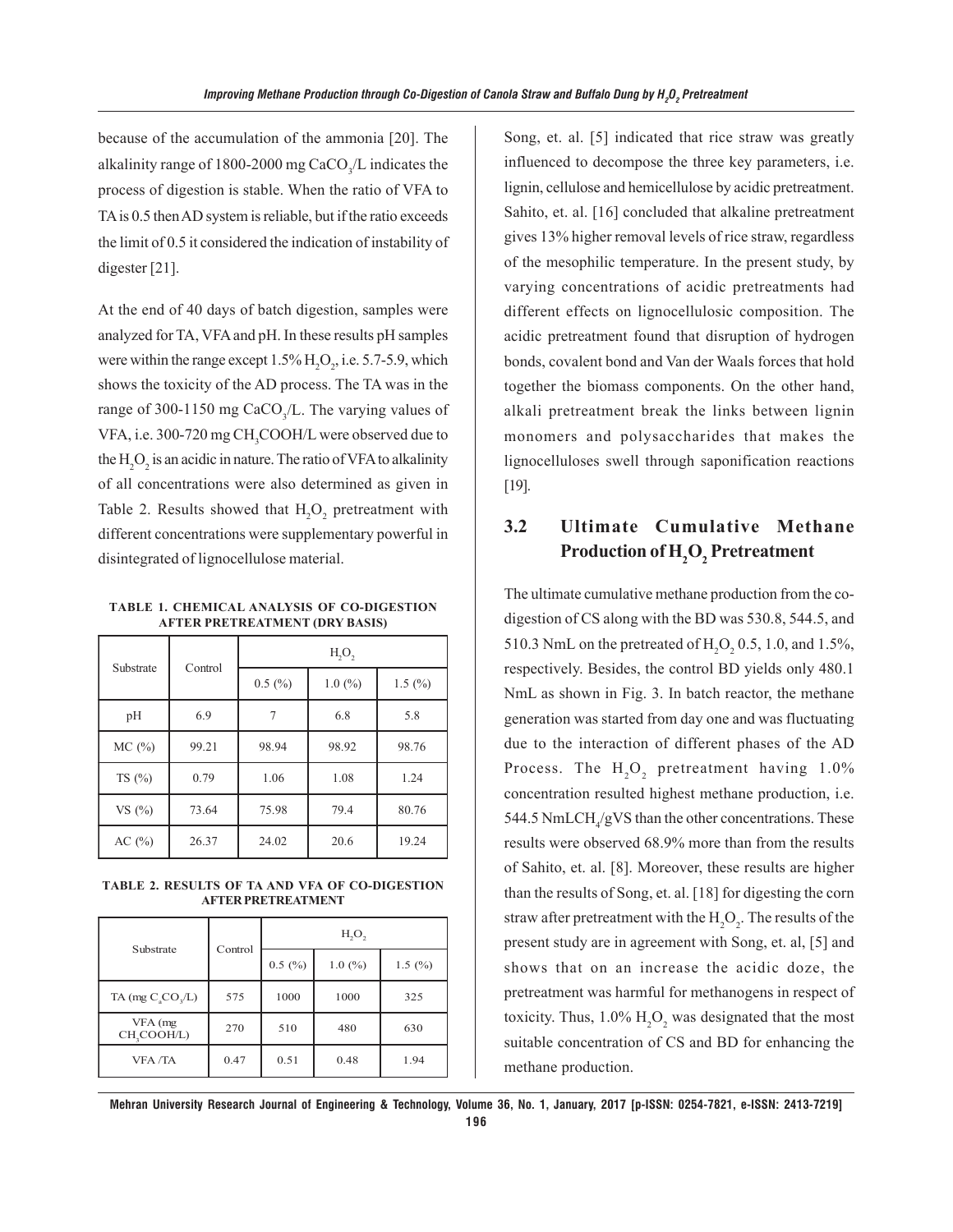because of the accumulation of the ammonia [20]. The alkalinity range of 1800-2000 mg $CaCO_3$/L indicates the process of digestion is stable. When the ratio of VFA to TA is 0.5 then AD system is reliable, but if the ratio exceeds the limit of 0.5 it considered the indication of instability of digester [21].

At the end of 40 days of batch digestion, samples were analyzed for TA, VFA and pH. In these results pH samples were within the range except 1.5% $H_2O_2$, i.e. 5.7-5.9, which shows the toxicity of the AD process. The TA was in the range of 300-1150 mg $CaCO_3$/L. The varying values of VFA, i.e. 300-720 mg $CH_3COOH$/L were observed due to the $H_2O_2$ is an acidic in nature. The ratio of VFA to alkalinity of all concentrations were also determined as given in Table 2. Results showed that $H_2O_2$ pretreatment with different concentrations were supplementary powerful in disintegrated of lignocellulose material.

**TABLE 1. CHEMICAL ANALYSIS OF CO-DIGESTION AFTER PRETREATMENT (DRY BASIS)**

| Substrate | Control | $H_2O_2$ | | |
|---|---|---|---|---|
| | | 0.5 (%) | 1.0 (%) | 1.5 (%) |
| pH | 6.9 | 7 | 6.8 | 5.8 |
| MC (%) | 99.21 | 98.94 | 98.92 | 98.76 |
| TS (%) | 0.79 | 1.06 | 1.08 | 1.24 |
| VS (%) | 73.64 | 75.98 | 79.4 | 80.76 |
| AC (%) | 26.37 | 24.02 | 20.6 | 19.24 |

**TABLE 2. RESULTS OF TA AND VFA OF CO-DIGESTION AFTER PRETREATMENT**

| Substrate | Control | $H_2O_2$ | | |
|---|---|---|---|---|
| | | 0.5 (%) | 1.0 (%) | 1.5 (%) |
| TA (mg $C_aCO_3$/L) | 575 | 1000 | 1000 | 325 |
| VFA (mg $CH_3COOH$/L) | 270 | 510 | 480 | 630 |
| VFA /TA | 0.47 | 0.51 | 0.48 | 1.94 |

Song, et. al. [5] indicated that rice straw was greatly influenced to decompose the three key parameters, i.e. lignin, cellulose and hemicellulose by acidic pretreatment. Sahito, et. al. [16] concluded that alkaline pretreatment gives 13% higher removal levels of rice straw, regardless of the mesophilic temperature. In the present study, by varying concentrations of acidic pretreatments had different effects on lignocellulosic composition. The acidic pretreatment found that disruption of hydrogen bonds, covalent bond and Van der Waals forces that hold together the biomass components. On the other hand, alkali pretreatment break the links between lignin monomers and polysaccharides that makes the lignocelluloses swell through saponification reactions [19].

## 3.2 Ultimate Cumulative Methane Production of $H_2O_2$ Pretreatment

The ultimate cumulative methane production from the co-digestion of CS along with the BD was 530.8, 544.5, and 510.3 NmL on the pretreated of $H_2O_2$ 0.5, 1.0, and 1.5%, respectively. Besides, the control BD yields only 480.1 NmL as shown in Fig. 3. In batch reactor, the methane generation was started from day one and was fluctuating due to the interaction of different phases of the AD Process. The $H_2O_2$ pretreatment having 1.0% concentration resulted highest methane production, i.e. 544.5 NmL$CH_4$/gVS than the other concentrations. These results were observed 68.9% more than from the results of Sahito, et. al. [8]. Moreover, these results are higher than the results of Song, et. al. [18] for digesting the corn straw after pretreatment with the $H_2O_2$. The results of the present study are in agreement with Song, et. al, [5] and shows that on an increase the acidic doze, the pretreatment was harmful for methanogens in respect of toxicity. Thus, 1.0% $H_2O_2$ was designated that the most suitable concentration of CS and BD for enhancing the methane production.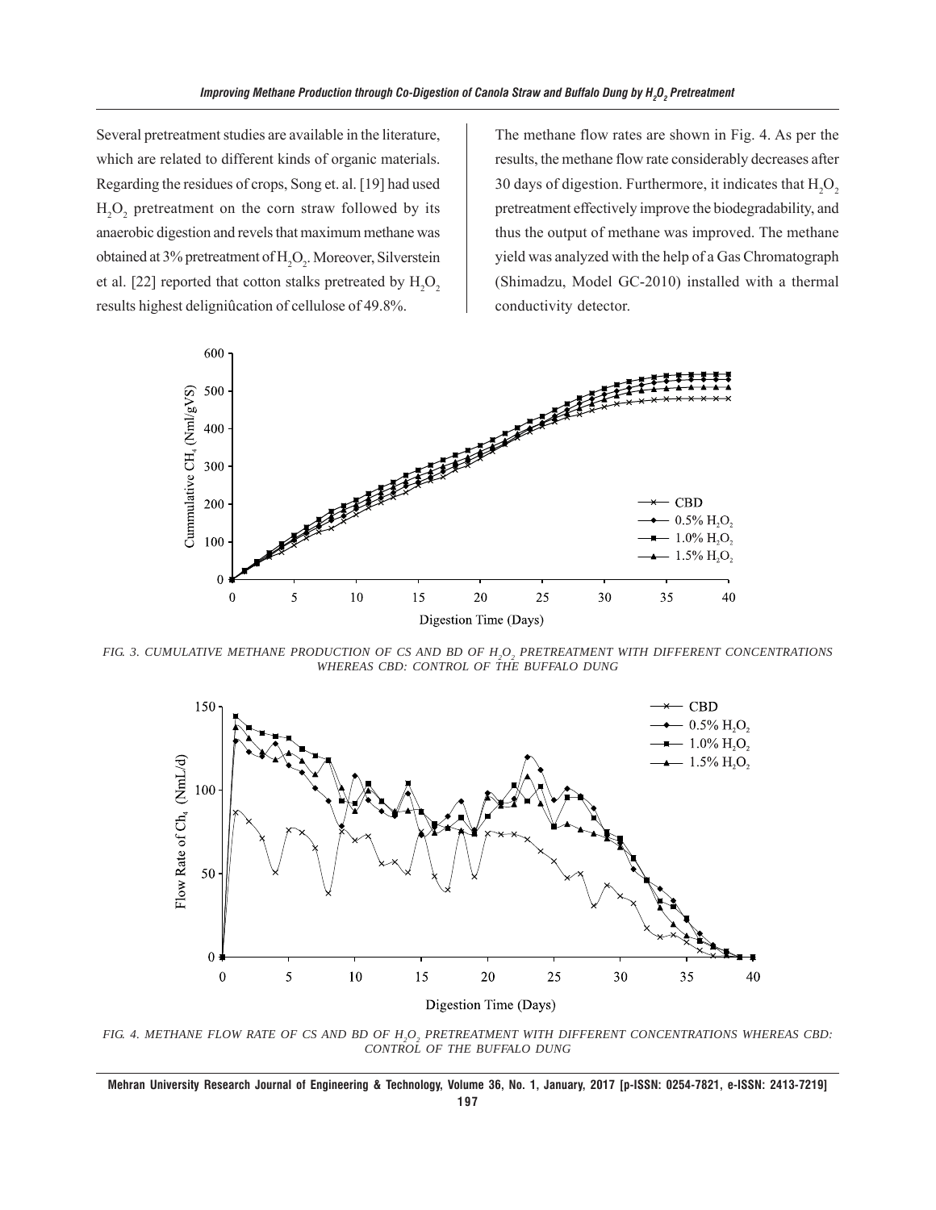Several pretreatment studies are available in the literature, which are related to different kinds of organic materials. Regarding the residues of crops, Song et. al. [19] had used $H_2O_2$ pretreatment on the corn straw followed by its anaerobic digestion and revels that maximum methane was obtained at 3% pretreatment of $H_2O_2$. Moreover, Silverstein et al. [22] reported that cotton stalks pretreated by $H_2O_2$ results highest deligniûcation of cellulose of 49.8%.

The methane flow rates are shown in Fig. 4. As per the results, the methane flow rate considerably decreases after 30 days of digestion. Furthermore, it indicates that $H_2O_2$ pretreatment effectively improve the biodegradability, and thus the output of methane was improved. The methane yield was analyzed with the help of a Gas Chromatograph (Shimadzu, Model GC-2010) installed with a thermal conductivity detector.

FIG. 3. CUMULATIVE METHANE PRODUCTION OF CS AND BD OF $H_2O_2$ PRETREATMENT WITH DIFFERENT CONCENTRATIONS WHEREAS CBD: CONTROL OF THE BUFFALO DUNG

FIG. 4. METHANE FLOW RATE OF CS AND BD OF $H_2O_2$ PRETREATMENT WITH DIFFERENT CONCENTRATIONS WHEREAS CBD: CONTROL OF THE BUFFALO DUNG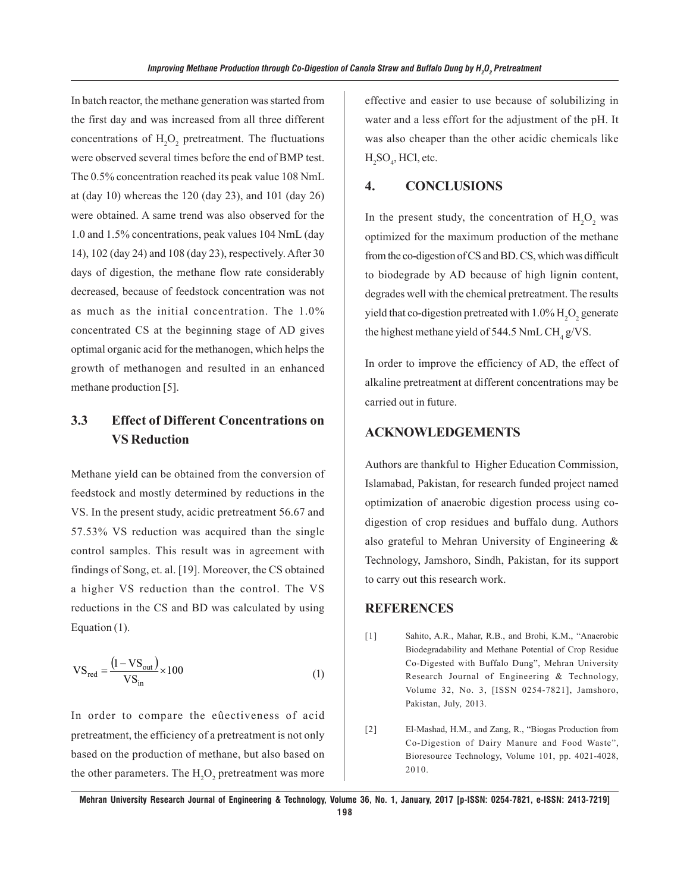In batch reactor, the methane generation was started from the first day and was increased from all three different concentrations of $H_2O_2$ pretreatment. The fluctuations were observed several times before the end of BMP test. The 0.5% concentration reached its peak value 108 NmL at (day 10) whereas the 120 (day 23), and 101 (day 26) were obtained. A same trend was also observed for the 1.0 and 1.5% concentrations, peak values 104 NmL (day 14), 102 (day 24) and 108 (day 23), respectively. After 30 days of digestion, the methane flow rate considerably decreased, because of feedstock concentration was not as much as the initial concentration. The 1.0% concentrated CS at the beginning stage of AD gives optimal organic acid for the methanogen, which helps the growth of methanogen and resulted in an enhanced methane production [5].

## 3.3 Effect of Different Concentrations on VS Reduction

Methane yield can be obtained from the conversion of feedstock and mostly determined by reductions in the VS. In the present study, acidic pretreatment 56.67 and 57.53% VS reduction was acquired than the single control samples. This result was in agreement with findings of Song, et. al. [19]. Moreover, the CS obtained a higher VS reduction than the control. The VS reductions in the CS and BD was calculated by using Equation (1).

$$VS_{red} = \frac{(1 - VS_{out})}{VS_{in}} \times 100 \tag{1}$$

In order to compare the eûectiveness of acid pretreatment, the efficiency of a pretreatment is not only based on the production of methane, but also based on the other parameters. The $H_2O_2$ pretreatment was more effective and easier to use because of solubilizing in water and a less effort for the adjustment of the pH. It was also cheaper than the other acidic chemicals like $H_2SO_4$, HCl, etc.

## 4. CONCLUSIONS

In the present study, the concentration of $H_2O_2$ was optimized for the maximum production of the methane from the co-digestion of CS and BD. CS, which was difficult to biodegrade by AD because of high lignin content, degrades well with the chemical pretreatment. The results yield that co-digestion pretreated with 1.0% $H_2O_2$ generate the highest methane yield of 544.5 NmL $CH_4$ g/VS.

In order to improve the efficiency of AD, the effect of alkaline pretreatment at different concentrations may be carried out in future.

## ACKNOWLEDGEMENTS

Authors are thankful to Higher Education Commission, Islamabad, Pakistan, for research funded project named optimization of anaerobic digestion process using co-digestion of crop residues and buffalo dung. Authors also grateful to Mehran University of Engineering & Technology, Jamshoro, Sindh, Pakistan, for its support to carry out this research work.

## REFERENCES

[1] Sahito, A.R., Mahar, R.B., and Brohi, K.M., "Anaerobic Biodegradability and Methane Potential of Crop Residue Co-Digested with Buffalo Dung", Mehran University Research Journal of Engineering & Technology, Volume 32, No. 3, [ISSN 0254-7821], Jamshoro, Pakistan, July, 2013.

[2] El-Mashad, H.M., and Zang, R., "Biogas Production from Co-Digestion of Dairy Manure and Food Waste", Bioresource Technology, Volume 101, pp. 4021-4028, 2010.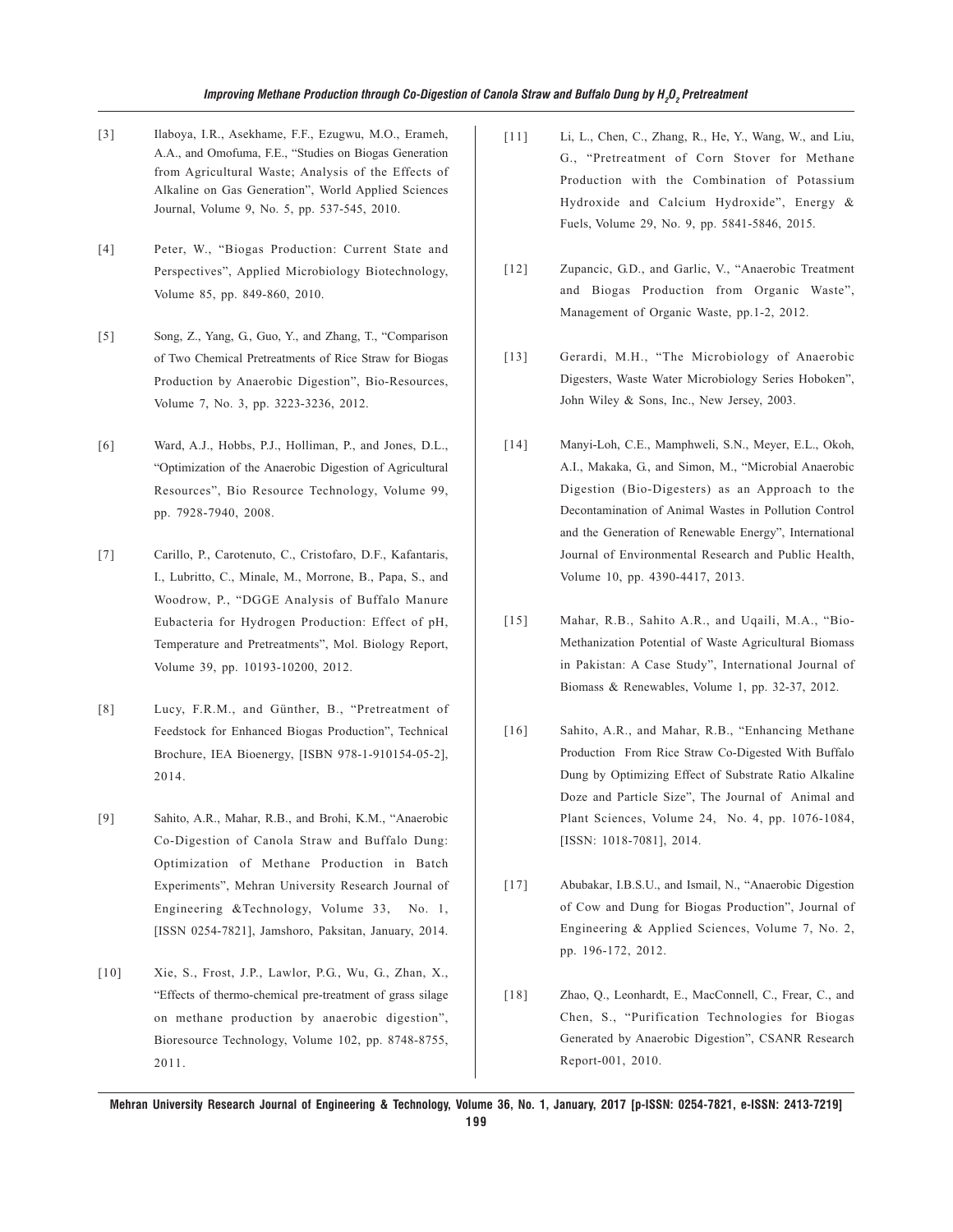[3] Ilaboya, I.R., Asekhame, F.F., Ezugwu, M.O., Erameh, A.A., and Omofuma, F.E., "Studies on Biogas Generation from Agricultural Waste; Analysis of the Effects of Alkaline on Gas Generation", World Applied Sciences Journal, Volume 9, No. 5, pp. 537-545, 2010.

[4] Peter, W., "Biogas Production: Current State and Perspectives", Applied Microbiology Biotechnology, Volume 85, pp. 849-860, 2010.

[5] Song, Z., Yang, G., Guo, Y., and Zhang, T., "Comparison of Two Chemical Pretreatments of Rice Straw for Biogas Production by Anaerobic Digestion", Bio-Resources, Volume 7, No. 3, pp. 3223-3236, 2012.

[6] Ward, A.J., Hobbs, P.J., Holliman, P., and Jones, D.L., "Optimization of the Anaerobic Digestion of Agricultural Resources", Bio Resource Technology, Volume 99, pp. 7928-7940, 2008.

[7] Carillo, P., Carotenuto, C., Cristofaro, D.F., Kafantaris, I., Lubritto, C., Minale, M., Morrone, B., Papa, S., and Woodrow, P., "DGGE Analysis of Buffalo Manure Eubacteria for Hydrogen Production: Effect of pH, Temperature and Pretreatments", Mol. Biology Report, Volume 39, pp. 10193-10200, 2012.

[8] Lucy, F.R.M., and Günther, B., "Pretreatment of Feedstock for Enhanced Biogas Production", Technical Brochure, IEA Bioenergy, [ISBN 978-1-910154-05-2], 2014.

[9] Sahito, A.R., Mahar, R.B., and Brohi, K.M., "Anaerobic Co-Digestion of Canola Straw and Buffalo Dung: Optimization of Methane Production in Batch Experiments", Mehran University Research Journal of Engineering &Technology, Volume 33, No. 1, [ISSN 0254-7821], Jamshoro, Paksitan, January, 2014.

[10] Xie, S., Frost, J.P., Lawlor, P.G., Wu, G., Zhan, X., "Effects of thermo-chemical pre-treatment of grass silage on methane production by anaerobic digestion", Bioresource Technology, Volume 102, pp. 8748-8755, 2011.

[11] Li, L., Chen, C., Zhang, R., He, Y., Wang, W., and Liu, G., "Pretreatment of Corn Stover for Methane Production with the Combination of Potassium Hydroxide and Calcium Hydroxide", Energy & Fuels, Volume 29, No. 9, pp. 5841-5846, 2015.

[12] Zupancic, G.D., and Garlic, V., "Anaerobic Treatment and Biogas Production from Organic Waste", Management of Organic Waste, pp.1-2, 2012.

[13] Gerardi, M.H., "The Microbiology of Anaerobic Digesters, Waste Water Microbiology Series Hoboken", John Wiley & Sons, Inc., New Jersey, 2003.

[14] Manyi-Loh, C.E., Mamphweli, S.N., Meyer, E.L., Okoh, A.I., Makaka, G., and Simon, M., "Microbial Anaerobic Digestion (Bio-Digesters) as an Approach to the Decontamination of Animal Wastes in Pollution Control and the Generation of Renewable Energy", International Journal of Environmental Research and Public Health, Volume 10, pp. 4390-4417, 2013.

[15] Mahar, R.B., Sahito A.R., and Uqaili, M.A., "Bio-Methanization Potential of Waste Agricultural Biomass in Pakistan: A Case Study", International Journal of Biomass & Renewables, Volume 1, pp. 32-37, 2012.

[16] Sahito, A.R., and Mahar, R.B., "Enhancing Methane Production From Rice Straw Co-Digested With Buffalo Dung by Optimizing Effect of Substrate Ratio Alkaline Doze and Particle Size", The Journal of Animal and Plant Sciences, Volume 24, No. 4, pp. 1076-1084, [ISSN: 1018-7081], 2014.

[17] Abubakar, I.B.S.U., and Ismail, N., "Anaerobic Digestion of Cow and Dung for Biogas Production", Journal of Engineering & Applied Sciences, Volume 7, No. 2, pp. 196-172, 2012.

[18] Zhao, Q., Leonhardt, E., MacConnell, C., Frear, C., and Chen, S., "Purification Technologies for Biogas Generated by Anaerobic Digestion", CSANR Research Report-001, 2010.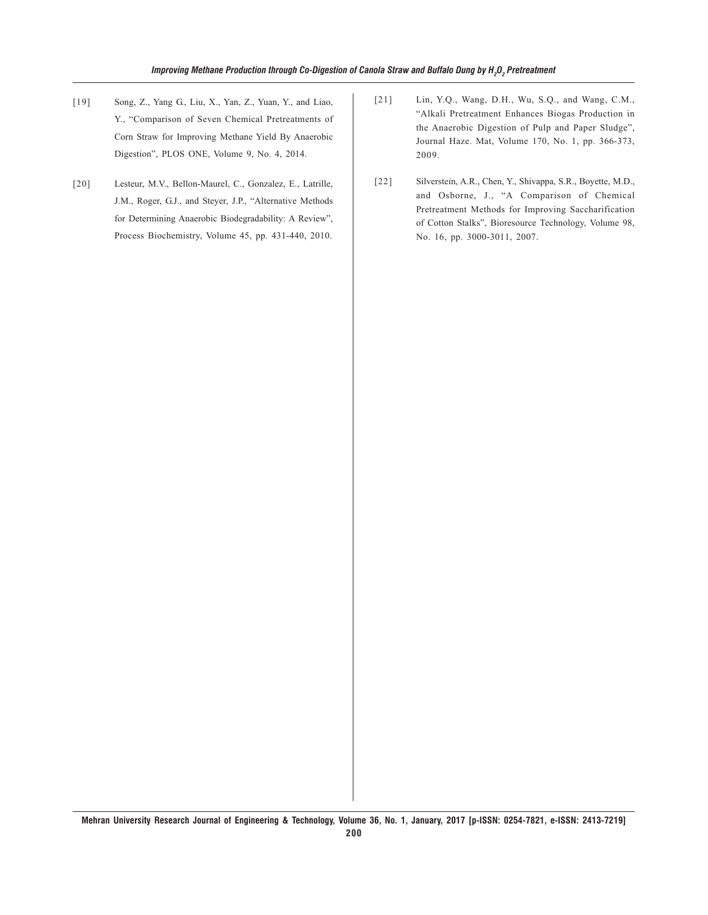[19] Song, Z., Yang G., Liu, X., Yan, Z., Yuan, Y., and Liao, Y., "Comparison of Seven Chemical Pretreatments of Corn Straw for Improving Methane Yield By Anaerobic Digestion", PLOS ONE, Volume 9, No. 4, 2014.

[20] Lesteur, M.V., Bellon-Maurel, C., Gonzalez, E., Latrille, J.M., Roger, G.J., and Steyer, J.P., "Alternative Methods for Determining Anaerobic Biodegradability: A Review", Process Biochemistry, Volume 45, pp. 431-440, 2010.

[21] Lin, Y.Q., Wang, D.H., Wu, S.Q., and Wang, C.M., "Alkali Pretreatment Enhances Biogas Production in the Anaerobic Digestion of Pulp and Paper Sludge", Journal Haze. Mat, Volume 170, No. 1, pp. 366-373, 2009.

[22] Silverstein, A.R., Chen, Y., Shivappa, S.R., Boyette, M.D., and Osborne, J., "A Comparison of Chemical Pretreatment Methods for Improving Saccharification of Cotton Stalks", Bioresource Technology, Volume 98, No. 16, pp. 3000-3011, 2007.